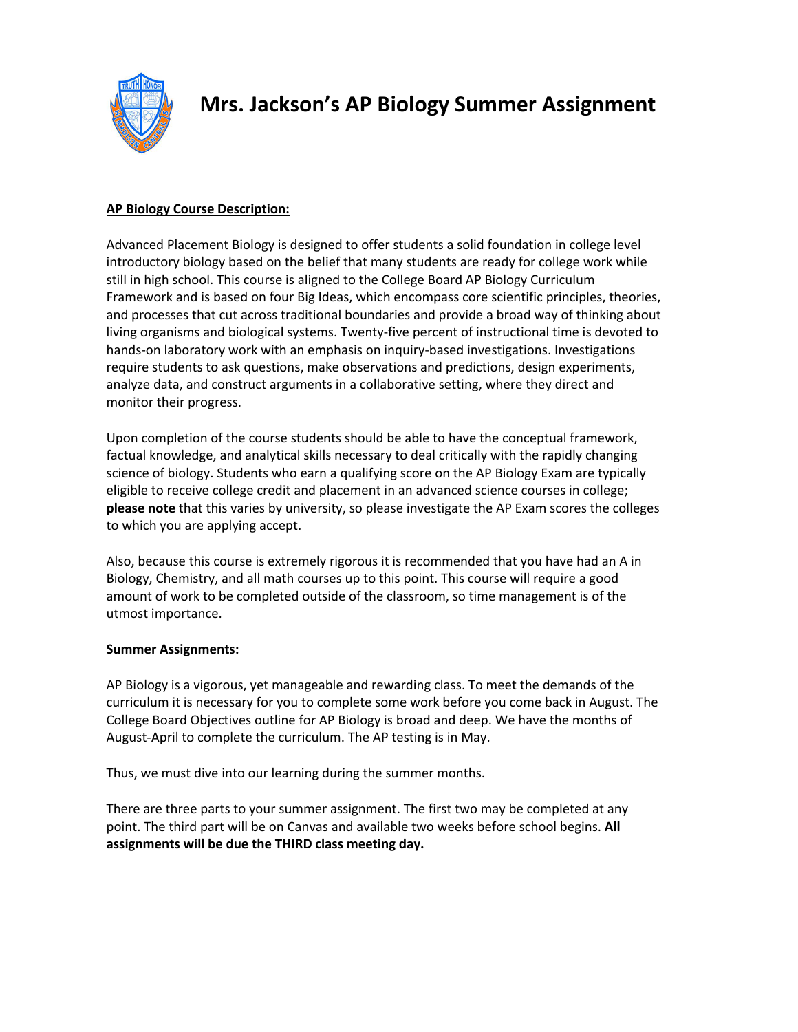# Mrs. Jackson's AP Biology Summer Assignment

**AP Biology Course Description:**

Advanced Placement Biology is designed to offer students a solid foundation in college level introductory biology based on the belief that many students are ready for college work while still in high school. This course is aligned to the College Board AP Biology Curriculum Framework and is based on four Big Ideas, which encompass core scientific principles, theories, and processes that cut across traditional boundaries and provide a broad way of thinking about living organisms and biological systems. Twenty-five percent of instructional time is devoted to hands-on laboratory work with an emphasis on inquiry-based investigations. Investigations require students to ask questions, make observations and predictions, design experiments, analyze data, and construct arguments in a collaborative setting, where they direct and monitor their progress.

Upon completion of the course students should be able to have the conceptual framework, factual knowledge, and analytical skills necessary to deal critically with the rapidly changing science of biology. Students who earn a qualifying score on the AP Biology Exam are typically eligible to receive college credit and placement in an advanced science courses in college; **please note** that this varies by university, so please investigate the AP Exam scores the colleges to which you are applying accept.

Also, because this course is extremely rigorous it is recommended that you have had an A in Biology, Chemistry, and all math courses up to this point. This course will require a good amount of work to be completed outside of the classroom, so time management is of the utmost importance.

**Summer Assignments:**

AP Biology is a vigorous, yet manageable and rewarding class. To meet the demands of the curriculum it is necessary for you to complete some work before you come back in August. The College Board Objectives outline for AP Biology is broad and deep. We have the months of August-April to complete the curriculum. The AP testing is in May.

Thus, we must dive into our learning during the summer months.

There are three parts to your summer assignment. The first two may be completed at any point. The third part will be on Canvas and available two weeks before school begins. **All assignments will be due the THIRD class meeting day.**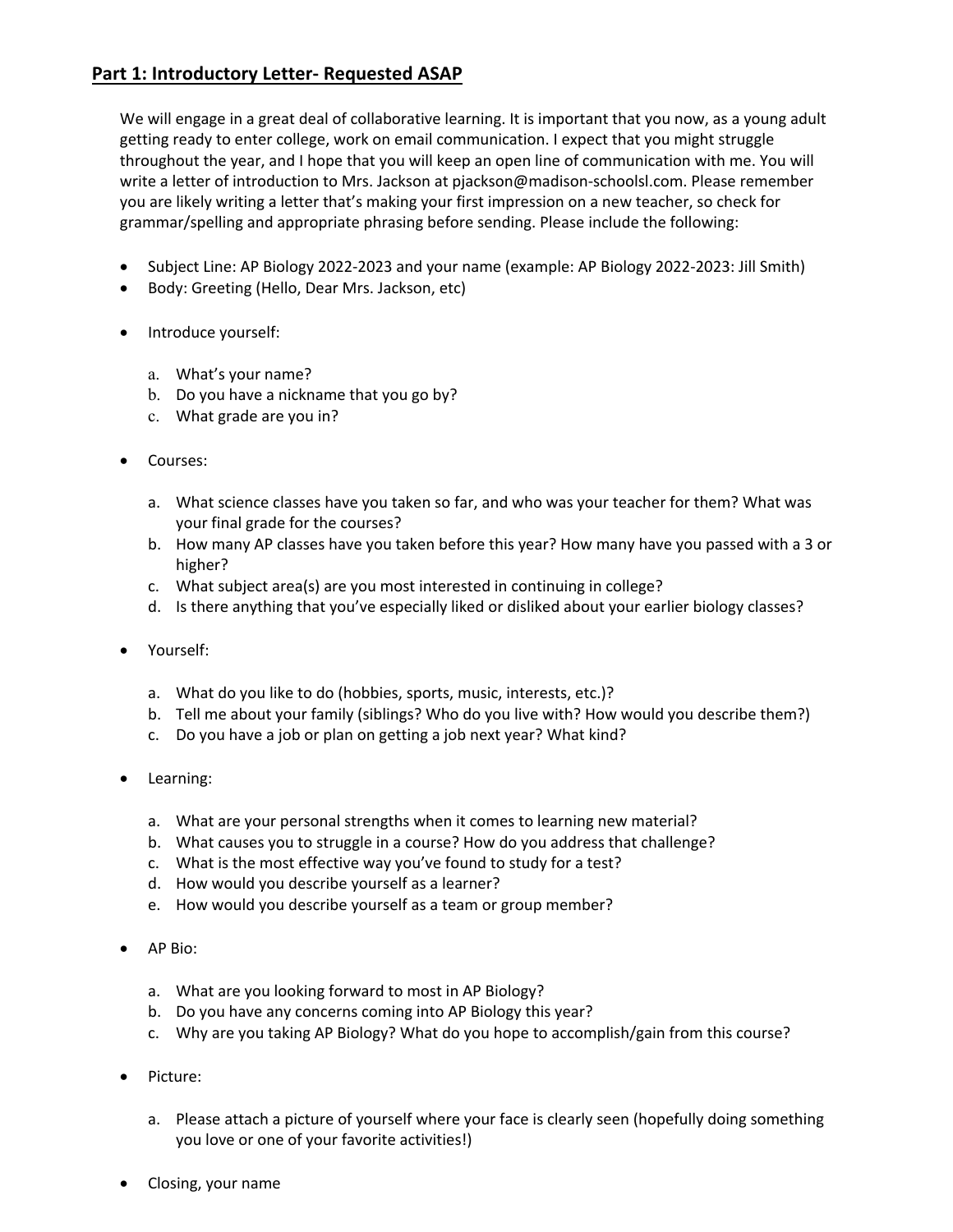## **Part 1: Introductory Letter- Requested ASAP**

We will engage in a great deal of collaborative learning. It is important that you now, as a young adult getting ready to enter college, work on email communication. I expect that you might struggle throughout the year, and I hope that you will keep an open line of communication with me. You will write a letter of introduction to Mrs. Jackson at pjackson@madison-schoolsl.com. Please remember you are likely writing a letter that's making your first impression on a new teacher, so check for grammar/spelling and appropriate phrasing before sending. Please include the following:

- Subject Line: AP Biology 2022-2023 and your name (example: AP Biology 2022-2023: Jill Smith)
- Body: Greeting (Hello, Dear Mrs. Jackson, etc)
- Introduce yourself:
  a. What's your name?
  b. Do you have a nickname that you go by?
  c. What grade are you in?
- Courses:
  a. What science classes have you taken so far, and who was your teacher for them? What was your final grade for the courses?
  b. How many AP classes have you taken before this year? How many have you passed with a 3 or higher?
  c. What subject area(s) are you most interested in continuing in college?
  d. Is there anything that you've especially liked or disliked about your earlier biology classes?
- Yourself:
  a. What do you like to do (hobbies, sports, music, interests, etc.)?
  b. Tell me about your family (siblings? Who do you live with? How would you describe them?)
  c. Do you have a job or plan on getting a job next year? What kind?
- Learning:
  a. What are your personal strengths when it comes to learning new material?
  b. What causes you to struggle in a course? How do you address that challenge?
  c. What is the most effective way you've found to study for a test?
  d. How would you describe yourself as a learner?
  e. How would you describe yourself as a team or group member?
- AP Bio:
  a. What are you looking forward to most in AP Biology?
  b. Do you have any concerns coming into AP Biology this year?
  c. Why are you taking AP Biology? What do you hope to accomplish/gain from this course?
- Picture:
  a. Please attach a picture of yourself where your face is clearly seen (hopefully doing something you love or one of your favorite activities!)
- Closing, your name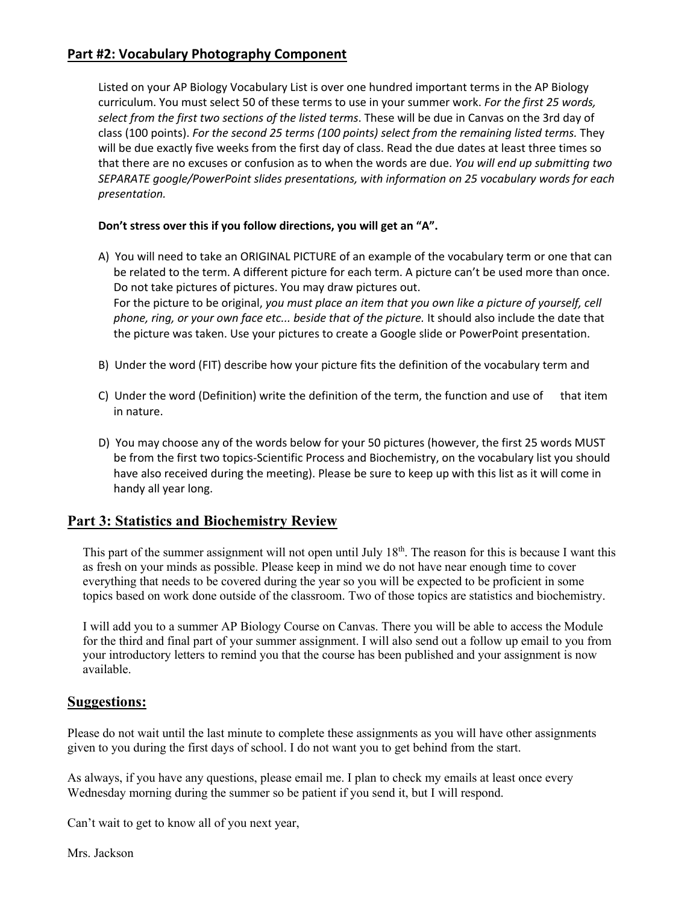## Part #2: Vocabulary Photography Component

Listed on your AP Biology Vocabulary List is over one hundred important terms in the AP Biology curriculum. You must select 50 of these terms to use in your summer work. *For the first 25 words, select from the first two sections of the listed terms*. These will be due in Canvas on the 3rd day of class (100 points). *For the second 25 terms (100 points) select from the remaining listed terms.* They will be due exactly five weeks from the first day of class. Read the due dates at least three times so that there are no excuses or confusion as to when the words are due. *You will end up submitting two SEPARATE google/PowerPoint slides presentations, with information on 25 vocabulary words for each presentation.*

**Don't stress over this if you follow directions, you will get an "A".**

A) You will need to take an ORIGINAL PICTURE of an example of the vocabulary term or one that can be related to the term. A different picture for each term. A picture can't be used more than once. Do not take pictures of pictures. You may draw pictures out.
For the picture to be original, *you must place an item that you own like a picture of yourself, cell phone, ring, or your own face etc... beside that of the picture.* It should also include the date that the picture was taken. Use your pictures to create a Google slide or PowerPoint presentation.

B) Under the word (FIT) describe how your picture fits the definition of the vocabulary term and

C) Under the word (Definition) write the definition of the term, the function and use of that item in nature.

D) You may choose any of the words below for your 50 pictures (however, the first 25 words MUST be from the first two topics-Scientific Process and Biochemistry, on the vocabulary list you should have also received during the meeting). Please be sure to keep up with this list as it will come in handy all year long.

## Part 3: Statistics and Biochemistry Review

This part of the summer assignment will not open until July 18th. The reason for this is because I want this as fresh on your minds as possible. Please keep in mind we do not have near enough time to cover everything that needs to be covered during the year so you will be expected to be proficient in some topics based on work done outside of the classroom. Two of those topics are statistics and biochemistry.

I will add you to a summer AP Biology Course on Canvas. There you will be able to access the Module for the third and final part of your summer assignment. I will also send out a follow up email to you from your introductory letters to remind you that the course has been published and your assignment is now available.

## Suggestions:

Please do not wait until the last minute to complete these assignments as you will have other assignments given to you during the first days of school. I do not want you to get behind from the start.

As always, if you have any questions, please email me. I plan to check my emails at least once every Wednesday morning during the summer so be patient if you send it, but I will respond.

Can't wait to get to know all of you next year,

Mrs. Jackson